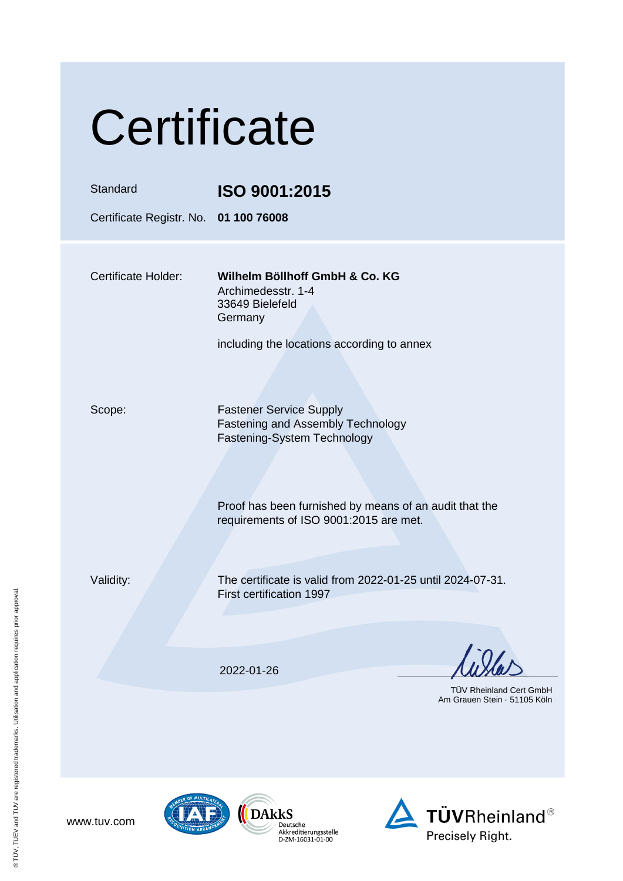# Certificate

| | |
|---|---|
| Standard | **ISO 9001:2015** |
| Certificate Registr. No. | **01 100 76008** |

Certificate Holder: **Wilhelm Böllhoff GmbH & Co. KG**
Archimedesstr. 1-4
33649 Bielefeld
Germany

including the locations according to annex

Scope: Fastener Service Supply
Fastening and Assembly Technology
Fastening-System Technology

Proof has been furnished by means of an audit that the requirements of ISO 9001:2015 are met.

Validity: The certificate is valid from 2022-01-25 until 2024-07-31.
First certification 1997

2022-01-26

TÜV Rheinland Cert GmbH
Am Grauen Stein · 51105 Köln

www.tuv.com

DAkkS Deutsche Akkreditierungsstelle D-ZM-16031-01-00

TÜVRheinland® Precisely Right.

® TÜV, TUEV and TUV are registered trademarks. Utilisation and application requires prior approval.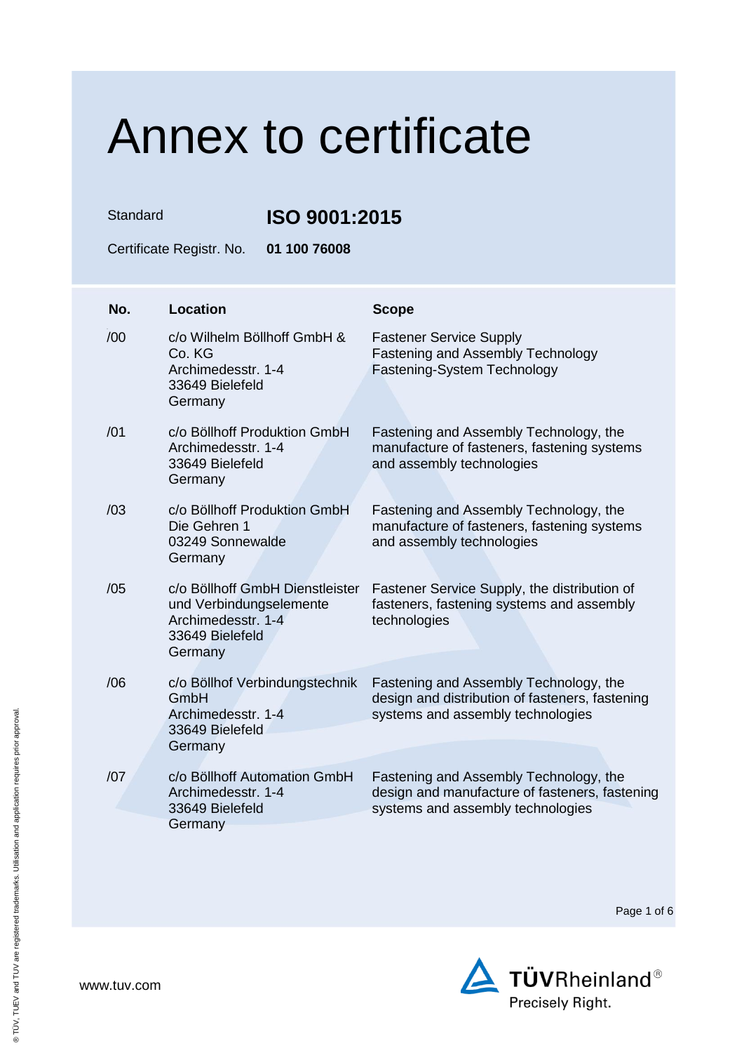# Annex to certificate

Standard **ISO 9001:2015**

Certificate Registr. No. **01 100 76008**

| No. | Location | Scope |
| --- | --- | --- |
| /00 | c/o Wilhelm Böllhoff GmbH & Co. KG<br>Archimedesstr. 1-4<br>33649 Bielefeld<br>Germany | Fastener Service Supply<br>Fastening and Assembly Technology<br>Fastening-System Technology |
| /01 | c/o Böllhoff Produktion GmbH<br>Archimedesstr. 1-4<br>33649 Bielefeld<br>Germany | Fastening and Assembly Technology, the manufacture of fasteners, fastening systems and assembly technologies |
| /03 | c/o Böllhoff Produktion GmbH<br>Die Gehren 1<br>03249 Sonnewalde<br>Germany | Fastening and Assembly Technology, the manufacture of fasteners, fastening systems and assembly technologies |
| /05 | c/o Böllhoff GmbH Dienstleister und Verbindungselemente<br>Archimedesstr. 1-4<br>33649 Bielefeld<br>Germany | Fastener Service Supply, the distribution of fasteners, fastening systems and assembly technologies |
| /06 | c/o Böllhof Verbindungstechnik GmbH<br>Archimedesstr. 1-4<br>33649 Bielefeld<br>Germany | Fastening and Assembly Technology, the design and distribution of fasteners, fastening systems and assembly technologies |
| /07 | c/o Böllhoff Automation GmbH<br>Archimedesstr. 1-4<br>33649 Bielefeld<br>Germany | Fastening and Assembly Technology, the design and manufacture of fasteners, fastening systems and assembly technologies |

www.tuv.com

TÜVRheinland®
Precisely Right.

® TÜV, TUEV and TUV are registered trademarks. Utilisation and application requires prior approval.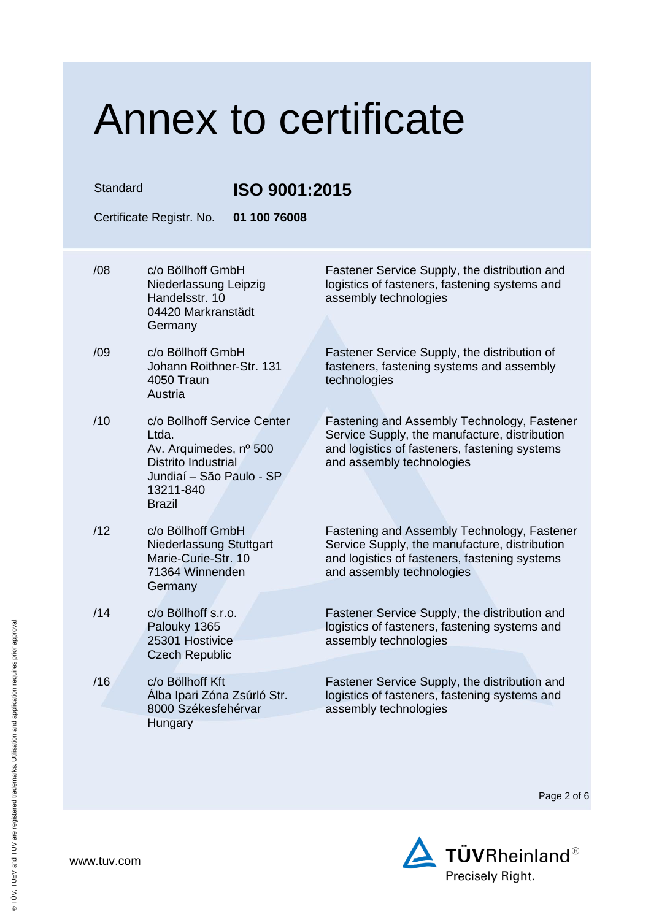# Annex to certificate

Standard **ISO 9001:2015**

Certificate Registr. No. **01 100 76008**

| | | |
|---|---|---|
| /08 | c/o Böllhoff GmbH<br>Niederlassung Leipzig<br>Handelsstr. 10<br>04420 Markranstädt<br>Germany | Fastener Service Supply, the distribution and logistics of fasteners, fastening systems and assembly technologies |
| /09 | c/o Böllhoff GmbH<br>Johann Roithner-Str. 131<br>4050 Traun<br>Austria | Fastener Service Supply, the distribution of fasteners, fastening systems and assembly technologies |
| /10 | c/o Bollhoff Service Center Ltda.<br>Av. Arquimedes, nº 500<br>Distrito Industrial<br>Jundiaí – São Paulo - SP<br>13211-840<br>Brazil | Fastening and Assembly Technology, Fastener Service Supply, the manufacture, distribution and logistics of fasteners, fastening systems and assembly technologies |
| /12 | c/o Böllhoff GmbH<br>Niederlassung Stuttgart<br>Marie-Curie-Str. 10<br>71364 Winnenden<br>Germany | Fastening and Assembly Technology, Fastener Service Supply, the manufacture, distribution and logistics of fasteners, fastening systems and assembly technologies |
| /14 | c/o Böllhoff s.r.o.<br>Palouky 1365<br>25301 Hostivice<br>Czech Republic | Fastener Service Supply, the distribution and logistics of fasteners, fastening systems and assembly technologies |
| /16 | c/o Böllhoff Kft<br>Álba Ipari Zóna Zsúrló Str.<br>8000 Székesfehérvar<br>Hungary | Fastener Service Supply, the distribution and logistics of fasteners, fastening systems and assembly technologies |

www.tuv.com

TÜVRheinland®
Precisely Right.

® TÜV, TUEV and TUV are registered trademarks. Utilisation and application requires prior approval.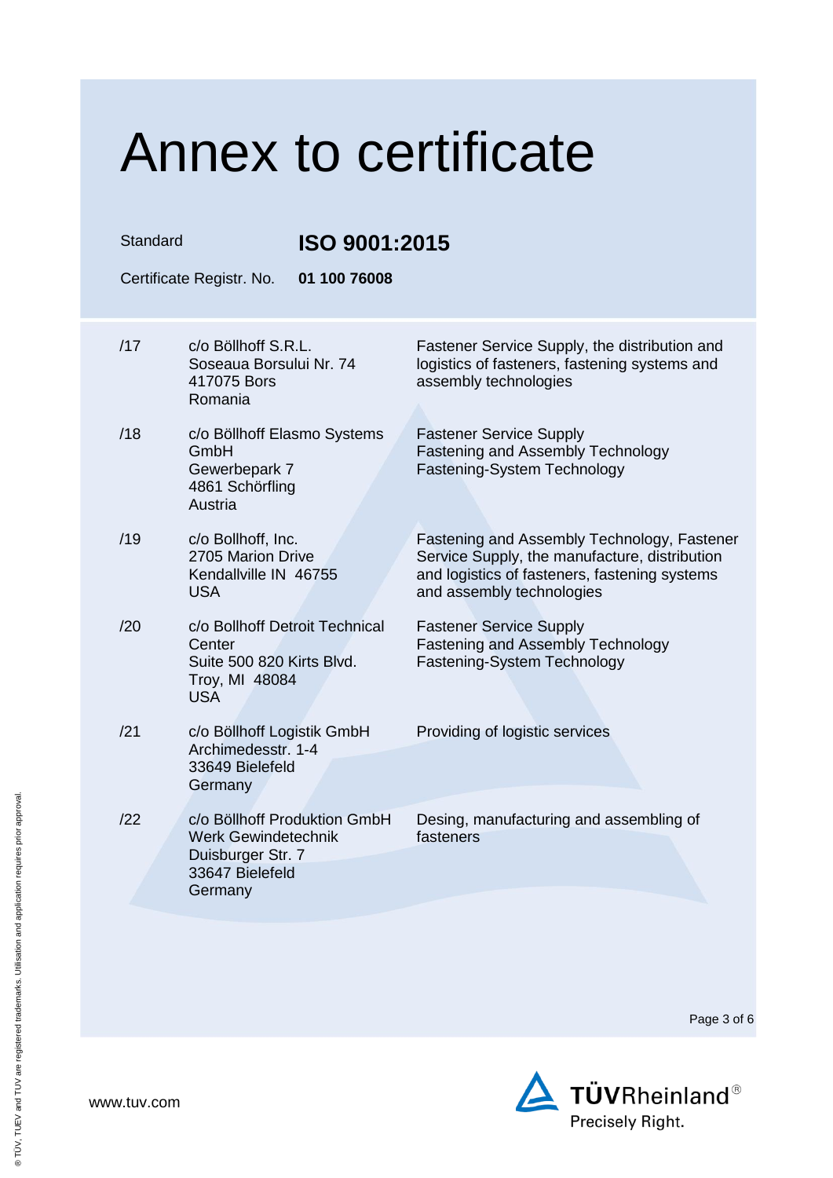# Annex to certificate

Standard **ISO 9001:2015**

Certificate Registr. No. **01 100 76008**

| | | |
|---|---|---|
| /17 | c/o Böllhoff S.R.L.<br>Soseaua Borsului Nr. 74<br>417075 Bors<br>Romania | Fastener Service Supply, the distribution and logistics of fasteners, fastening systems and assembly technologies |
| /18 | c/o Böllhoff Elasmo Systems GmbH<br>Gewerbepark 7<br>4861 Schörfling<br>Austria | Fastener Service Supply<br>Fastening and Assembly Technology<br>Fastening-System Technology |
| /19 | c/o Bollhoff, Inc.<br>2705 Marion Drive<br>Kendallville IN 46755<br>USA | Fastening and Assembly Technology, Fastener Service Supply, the manufacture, distribution and logistics of fasteners, fastening systems and assembly technologies |
| /20 | c/o Bollhoff Detroit Technical Center<br>Suite 500 820 Kirts Blvd.<br>Troy, MI 48084<br>USA | Fastener Service Supply<br>Fastening and Assembly Technology<br>Fastening-System Technology |
| /21 | c/o Böllhoff Logistik GmbH<br>Archimedesstr. 1-4<br>33649 Bielefeld<br>Germany | Providing of logistic services |
| /22 | c/o Böllhoff Produktion GmbH<br>Werk Gewindetechnik<br>Duisburger Str. 7<br>33647 Bielefeld<br>Germany | Desing, manufacturing and assembling of fasteners |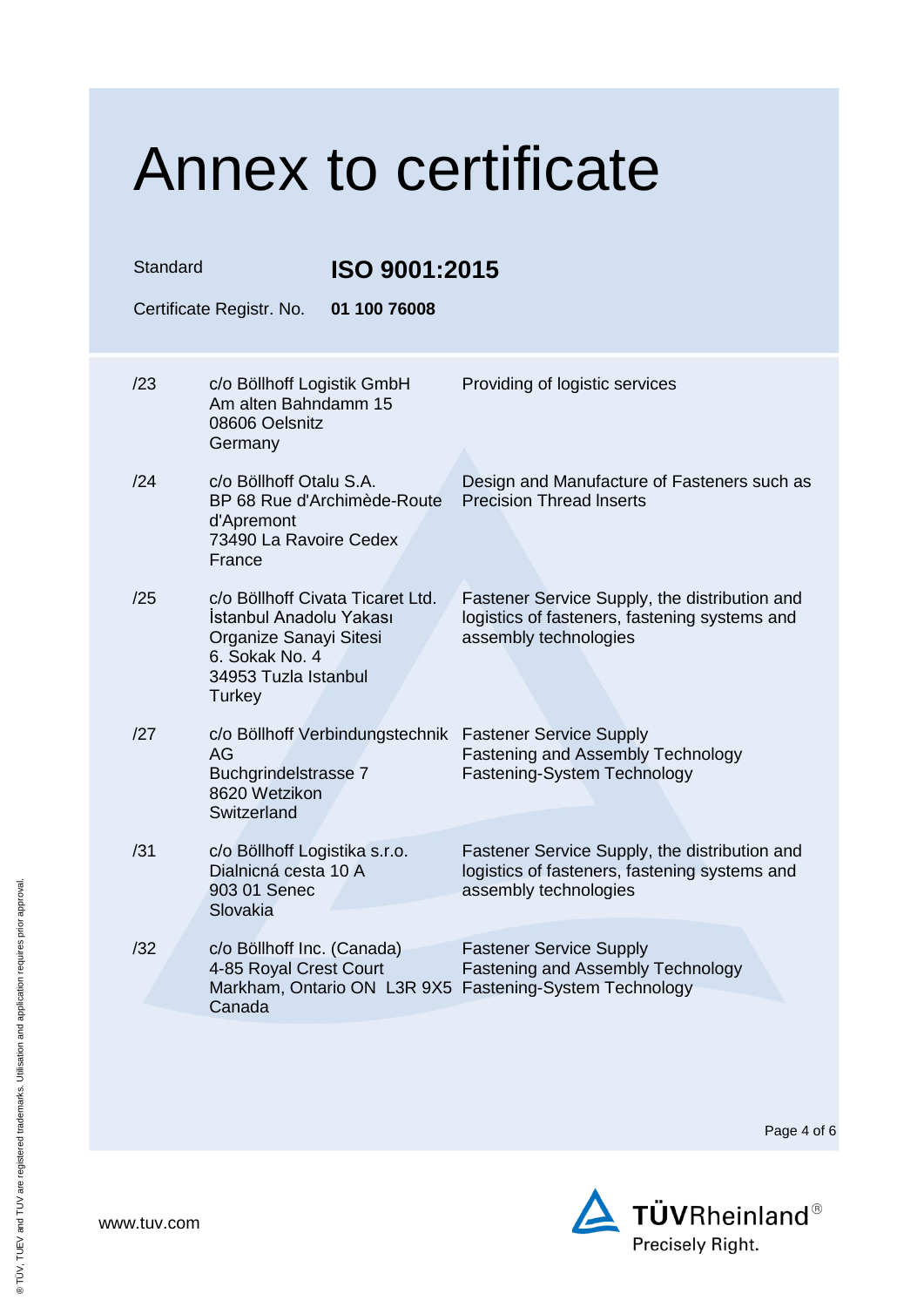# Annex to certificate

Standard **ISO 9001:2015**

Certificate Registr. No. **01 100 76008**

| | | |
|---|---|---|
| /23 | c/o Böllhoff Logistik GmbH<br>Am alten Bahndamm 15<br>08606 Oelsnitz<br>Germany | Providing of logistic services |
| /24 | c/o Böllhoff Otalu S.A.<br>BP 68 Rue d'Archimède-Route d'Apremont<br>73490 La Ravoire Cedex<br>France | Design and Manufacture of Fasteners such as Precision Thread Inserts |
| /25 | c/o Böllhoff Civata Ticaret Ltd.<br>İstanbul Anadolu Yakası Organize Sanayi Sitesi<br>6. Sokak No. 4<br>34953 Tuzla Istanbul<br>Turkey | Fastener Service Supply, the distribution and logistics of fasteners, fastening systems and assembly technologies |
| /27 | c/o Böllhoff Verbindungstechnik AG<br>Buchgrindelstrasse 7<br>8620 Wetzikon<br>Switzerland | Fastener Service Supply<br>Fastening and Assembly Technology<br>Fastening-System Technology |
| /31 | c/o Böllhoff Logistika s.r.o.<br>Dialnicná cesta 10 A<br>903 01 Senec<br>Slovakia | Fastener Service Supply, the distribution and logistics of fasteners, fastening systems and assembly technologies |
| /32 | c/o Böllhoff Inc. (Canada)<br>4-85 Royal Crest Court<br>Markham, Ontario ON L3R 9X5<br>Canada | Fastener Service Supply<br>Fastening and Assembly Technology<br>Fastening-System Technology |

www.tuv.com

TÜVRheinland®
Precisely Right.

® TÜV, TUEV and TUV are registered trademarks. Utilisation and application requires prior approval.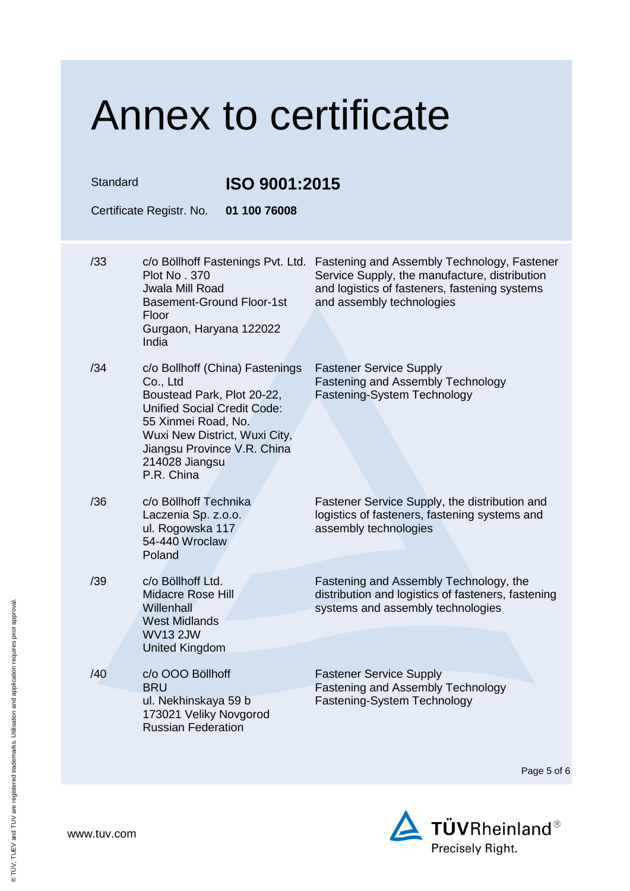# Annex to certificate

Standard **ISO 9001:2015**

Certificate Registr. No. **01 100 76008**

| | | |
|---|---|---|
| /33 | c/o Böllhoff Fastenings Pvt. Ltd.<br>Plot No . 370<br>Jwala Mill Road<br>Basement-Ground Floor-1st Floor<br>Gurgaon, Haryana 122022<br>India | Fastening and Assembly Technology, Fastener Service Supply, the manufacture, distribution and logistics of fasteners, fastening systems and assembly technologies |
| /34 | c/o Bollhoff (China) Fastenings Co., Ltd<br>Boustead Park, Plot 20-22,<br>Unified Social Credit Code:<br>55 Xinmei Road, No.<br>Wuxi New District, Wuxi City,<br>Jiangsu Province V.R. China<br>214028 Jiangsu<br>P.R. China | Fastener Service Supply<br>Fastening and Assembly Technology<br>Fastening-System Technology |
| /36 | c/o Böllhoff Technika Laczenia Sp. z.o.o.<br>ul. Rogowska 117<br>54-440 Wroclaw<br>Poland | Fastener Service Supply, the distribution and logistics of fasteners, fastening systems and assembly technologies |
| /39 | c/o Böllhoff Ltd.<br>Midacre Rose Hill<br>Willenhall<br>West Midlands<br>WV13 2JW<br>United Kingdom | Fastening and Assembly Technology, the distribution and logistics of fasteners, fastening systems and assembly technologies |
| /40 | c/o OOO Böllhoff BRU<br>ul. Nekhinskaya 59 b<br>173021 Veliky Novgorod<br>Russian Federation | Fastener Service Supply<br>Fastening and Assembly Technology<br>Fastening-System Technology |

www.tuv.com

TÜVRheinland® Precisely Right.

® TÜV, TUEV and TUV are registered trademarks. Utilisation and application requires prior approval.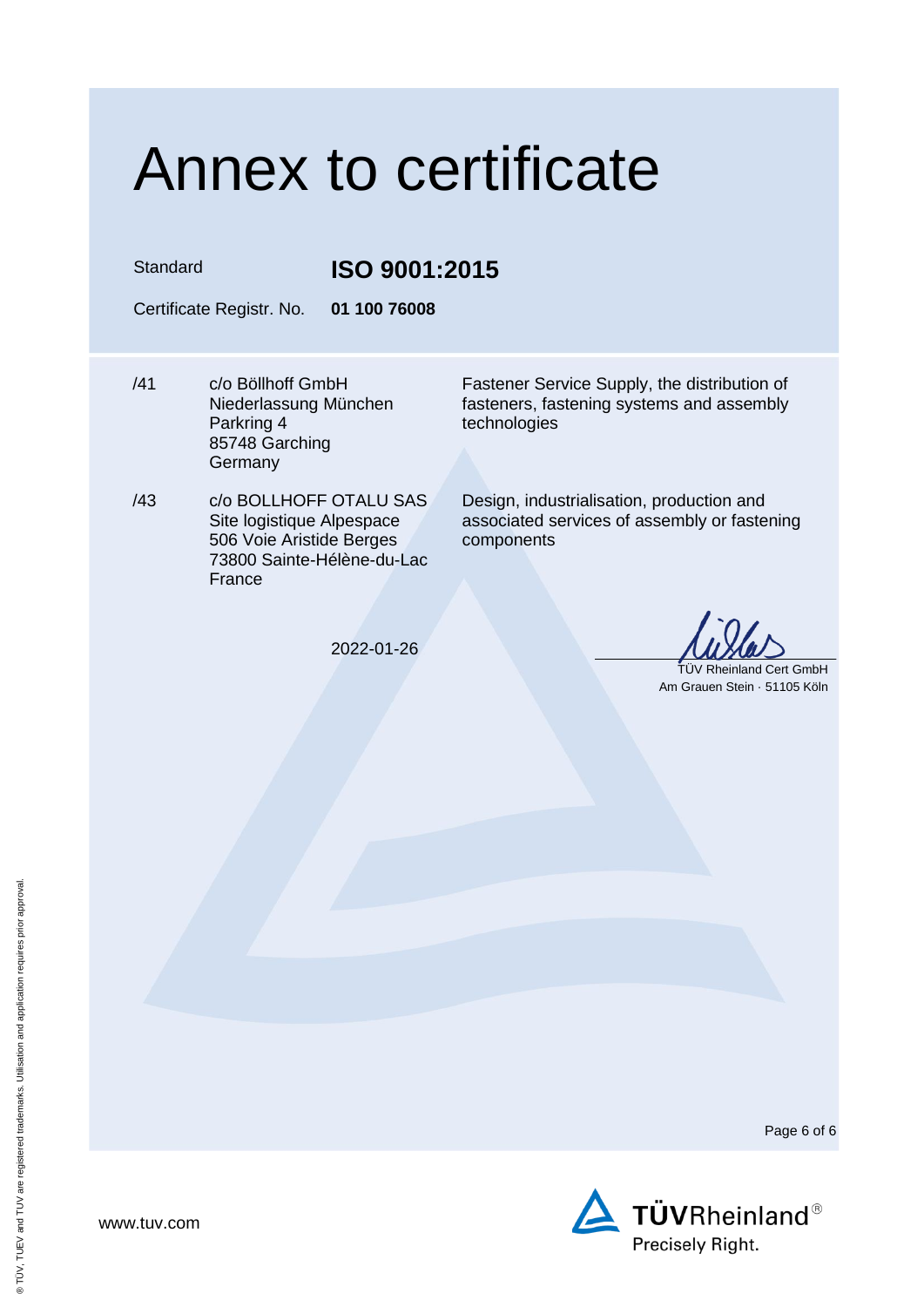# Annex to certificate

Standard **ISO 9001:2015**

Certificate Registr. No. **01 100 76008**

| | | |
|---|---|---|
| /41 | c/o Böllhoff GmbH<br>Niederlassung München<br>Parkring 4<br>85748 Garching<br>Germany | Fastener Service Supply, the distribution of fasteners, fastening systems and assembly technologies |
| /43 | c/o BOLLHOFF OTALU SAS<br>Site logistique Alpespace<br>506 Voie Aristide Berges<br>73800 Sainte-Hélène-du-Lac<br>France | Design, industrialisation, production and associated services of assembly or fastening components |

2022-01-26

TÜV Rheinland Cert GmbH
Am Grauen Stein · 51105 Köln

www.tuv.com

TÜVRheinland®
Precisely Right.

® TÜV, TUEV and TUV are registered trademarks. Utilisation and application requires prior approval.